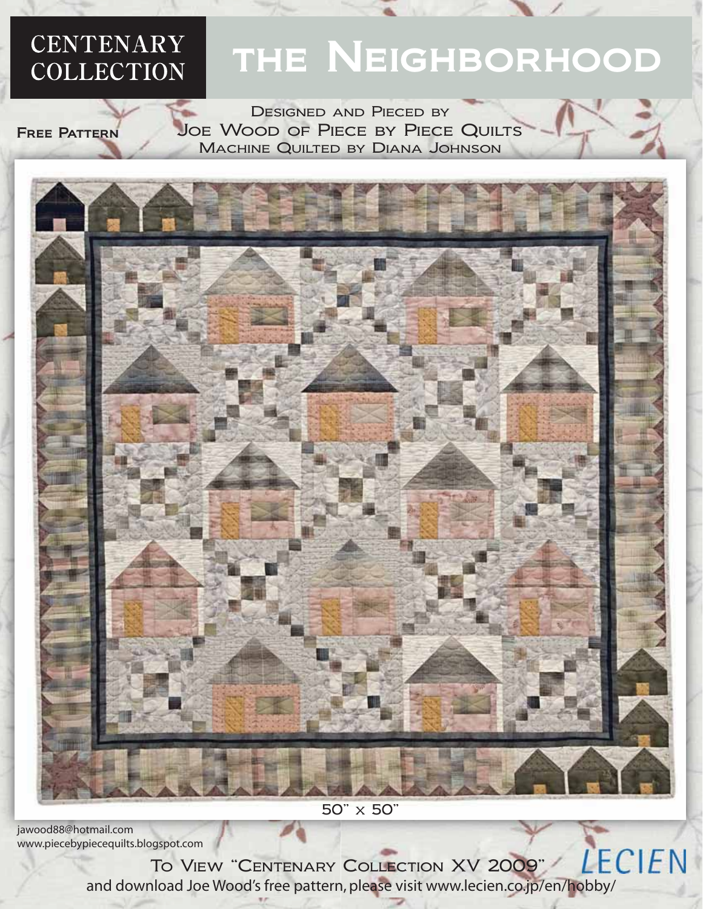# CENTENARY COLLECTION

# the Neighborhood

**Free Pattern**

Designed and Pieced by
Joe Wood of Piece by Piece Quilts
Machine Quilted by Diana Johnson

50" x 50"

jawood88@hotmail.com
www.piecebypiecequilts.blogspot.com

To View "Centenary Collection XV 2009"
and download Joe Wood's free pattern, please visit www.lecien.co.jp/en/hobby/

LECIEN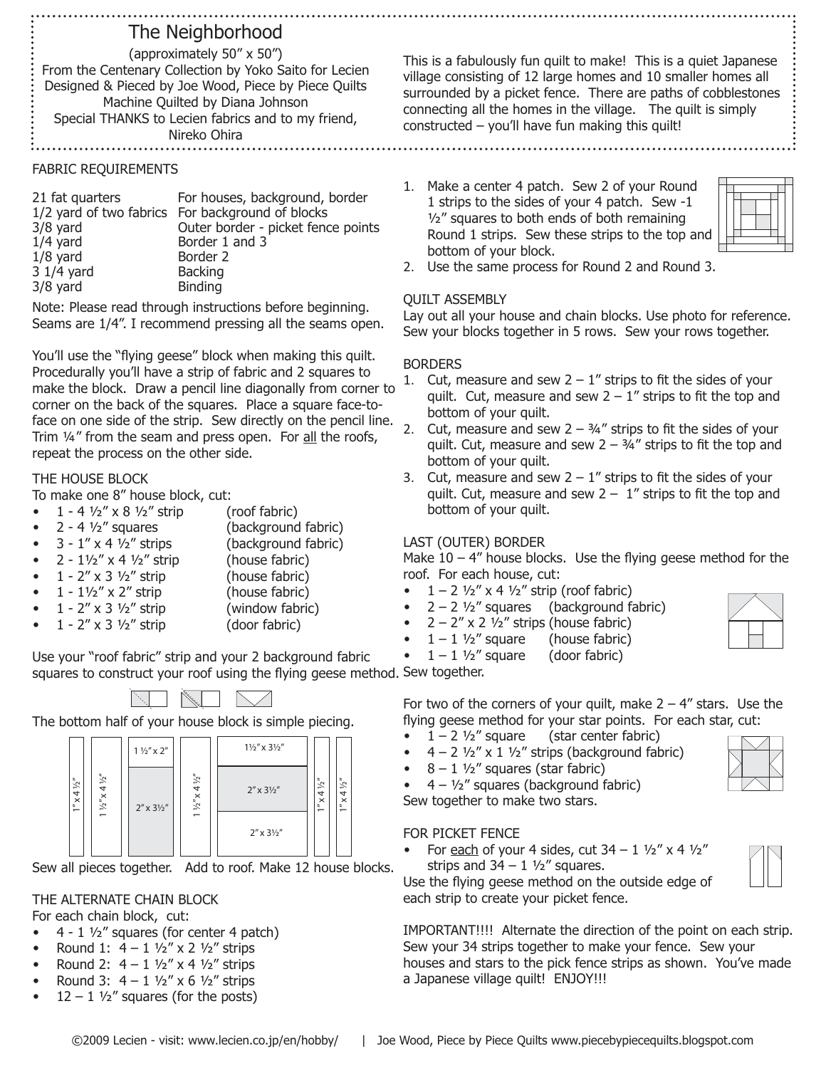# The Neighborhood

(approximately 50" x 50")
From the Centenary Collection by Yoko Saito for Lecien
Designed & Pieced by Joe Wood, Piece by Piece Quilts
Machine Quilted by Diana Johnson
Special THANKS to Lecien fabrics and to my friend, Nireko Ohira

This is a fabulously fun quilt to make! This is a quiet Japanese village consisting of 12 large homes and 10 smaller homes all surrounded by a picket fence. There are paths of cobblestones connecting all the homes in the village. The quilt is simply constructed – you'll have fun making this quilt!

## FABRIC REQUIREMENTS

| | |
|---|---|
| 21 fat quarters | For houses, background, border |
| 1/2 yard of two fabrics | For background of blocks |
| 3/8 yard | Outer border - picket fence points |
| 1/4 yard | Border 1 and 3 |
| 1/8 yard | Border 2 |
| 3 1/4 yard | Backing |
| 3/8 yard | Binding |

Note: Please read through instructions before beginning. Seams are 1/4". I recommend pressing all the seams open.

You'll use the "flying geese" block when making this quilt. Procedurally you'll have a strip of fabric and 2 squares to make the block. Draw a pencil line diagonally from corner to corner on the back of the squares. Place a square face-to-face on one side of the strip. Sew directly on the pencil line. Trim ¼" from the seam and press open. For all the roofs, repeat the process on the other side.

## THE HOUSE BLOCK

To make one 8" house block, cut:

- 1 - 4 ½" x 8 ½" strip (roof fabric)
- 2 - 4 ½" squares (background fabric)
- 3 - 1" x 4 ½" strips (background fabric)
- 2 - 1½" x 4 ½" strip (house fabric)
- 1 - 2" x 3 ½" strip (house fabric)
- 1 - 1½" x 2" strip (house fabric)
- 1 - 2" x 3 ½" strip (window fabric)
- 1 - 2" x 3 ½" strip (door fabric)

Use your "roof fabric" strip and your 2 background fabric squares to construct your roof using the flying geese method.

The bottom half of your house block is simple piecing.

1" x 4 ½"
1 ½" x 4 ½"
1 ½" x 2"
2" x 3½"
1 ½" x 4 ½"
1½" x 3½"
2" x 3½"
2" x 3½"
1" x 4 ½"
1" x 4 ½"

Sew all pieces together. Add to roof. Make 12 house blocks.

## THE ALTERNATE CHAIN BLOCK

For each chain block, cut:

- 4 - 1 ½" squares (for center 4 patch)
- Round 1: 4 – 1 ½" x 2 ½" strips
- Round 2: 4 – 1 ½" x 4 ½" strips
- Round 3: 4 – 1 ½" x 6 ½" strips
- 12 – 1 ½" squares (for the posts)

1. Make a center 4 patch. Sew 2 of your Round 1 strips to the sides of your 4 patch. Sew -1 ½" squares to both ends of both remaining Round 1 strips. Sew these strips to the top and bottom of your block.
2. Use the same process for Round 2 and Round 3.

## QUILT ASSEMBLY

Lay out all your house and chain blocks. Use photo for reference. Sew your blocks together in 5 rows. Sew your rows together.

## BORDERS

1. Cut, measure and sew 2 – 1" strips to fit the sides of your quilt. Cut, measure and sew 2 – 1" strips to fit the top and bottom of your quilt.
2. Cut, measure and sew 2 – ¾" strips to fit the sides of your quilt. Cut, measure and sew 2 – ¾" strips to fit the top and bottom of your quilt.
3. Cut, measure and sew 2 – 1" strips to fit the sides of your quilt. Cut, measure and sew 2 – 1" strips to fit the top and bottom of your quilt.

## LAST (OUTER) BORDER

Make 10 – 4" house blocks. Use the flying geese method for the roof. For each house, cut:

- 1 – 2 ½" x 4 ½" strip (roof fabric)
- 2 – 2 ½" squares (background fabric)
- 2 – 2" x 2 ½" strips (house fabric)
- 1 – 1 ½" square (house fabric)
- 1 – 1 ½" square (door fabric)

Sew together.

For two of the corners of your quilt, make 2 – 4" stars. Use the flying geese method for your star points. For each star, cut:

- 1 – 2 ½" square (star center fabric)
- 4 – 2 ½" x 1 ½" strips (background fabric)
- 8 – 1 ½" squares (star fabric)
- 4 – ½" squares (background fabric)

Sew together to make two stars.

## FOR PICKET FENCE

- For each of your 4 sides, cut 34 – 1 ½" x 4 ½" strips and 34 – 1 ½" squares.

Use the flying geese method on the outside edge of each strip to create your picket fence.

IMPORTANT!!!! Alternate the direction of the point on each strip. Sew your 34 strips together to make your fence. Sew your houses and stars to the pick fence strips as shown. You've made a Japanese village quilt! ENJOY!!!

©2009 Lecien - visit: www.lecien.co.jp/en/hobby/ | Joe Wood, Piece by Piece Quilts www.piecebypiecequilts.blogspot.com